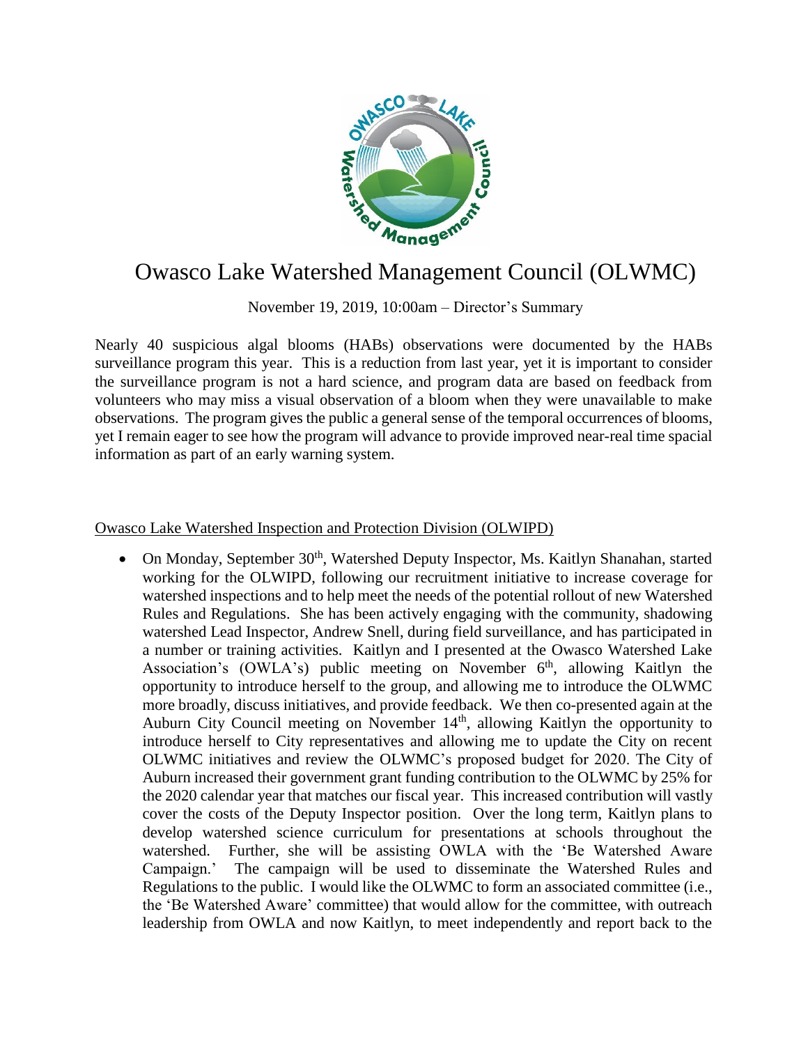# Owasco Lake Watershed Management Council (OLWMC)

November 19, 2019, 10:00am – Director's Summary

Nearly 40 suspicious algal blooms (HABs) observations were documented by the HABs surveillance program this year. This is a reduction from last year, yet it is important to consider the surveillance program is not a hard science, and program data are based on feedback from volunteers who may miss a visual observation of a bloom when they were unavailable to make observations. The program gives the public a general sense of the temporal occurrences of blooms, yet I remain eager to see how the program will advance to provide improved near-real time spacial information as part of an early warning system.

<u>Owasco Lake Watershed Inspection and Protection Division (OLWIPD)</u>

- On Monday, September 30th, Watershed Deputy Inspector, Ms. Kaitlyn Shanahan, started working for the OLWIPD, following our recruitment initiative to increase coverage for watershed inspections and to help meet the needs of the potential rollout of new Watershed Rules and Regulations. She has been actively engaging with the community, shadowing watershed Lead Inspector, Andrew Snell, during field surveillance, and has participated in a number or training activities. Kaitlyn and I presented at the Owasco Watershed Lake Association's (OWLA's) public meeting on November 6th, allowing Kaitlyn the opportunity to introduce herself to the group, and allowing me to introduce the OLWMC more broadly, discuss initiatives, and provide feedback. We then co-presented again at the Auburn City Council meeting on November 14th, allowing Kaitlyn the opportunity to introduce herself to City representatives and allowing me to update the City on recent OLWMC initiatives and review the OLWMC's proposed budget for 2020. The City of Auburn increased their government grant funding contribution to the OLWMC by 25% for the 2020 calendar year that matches our fiscal year. This increased contribution will vastly cover the costs of the Deputy Inspector position. Over the long term, Kaitlyn plans to develop watershed science curriculum for presentations at schools throughout the watershed. Further, she will be assisting OWLA with the 'Be Watershed Aware Campaign.' The campaign will be used to disseminate the Watershed Rules and Regulations to the public. I would like the OLWMC to form an associated committee (i.e., the 'Be Watershed Aware' committee) that would allow for the committee, with outreach leadership from OWLA and now Kaitlyn, to meet independently and report back to the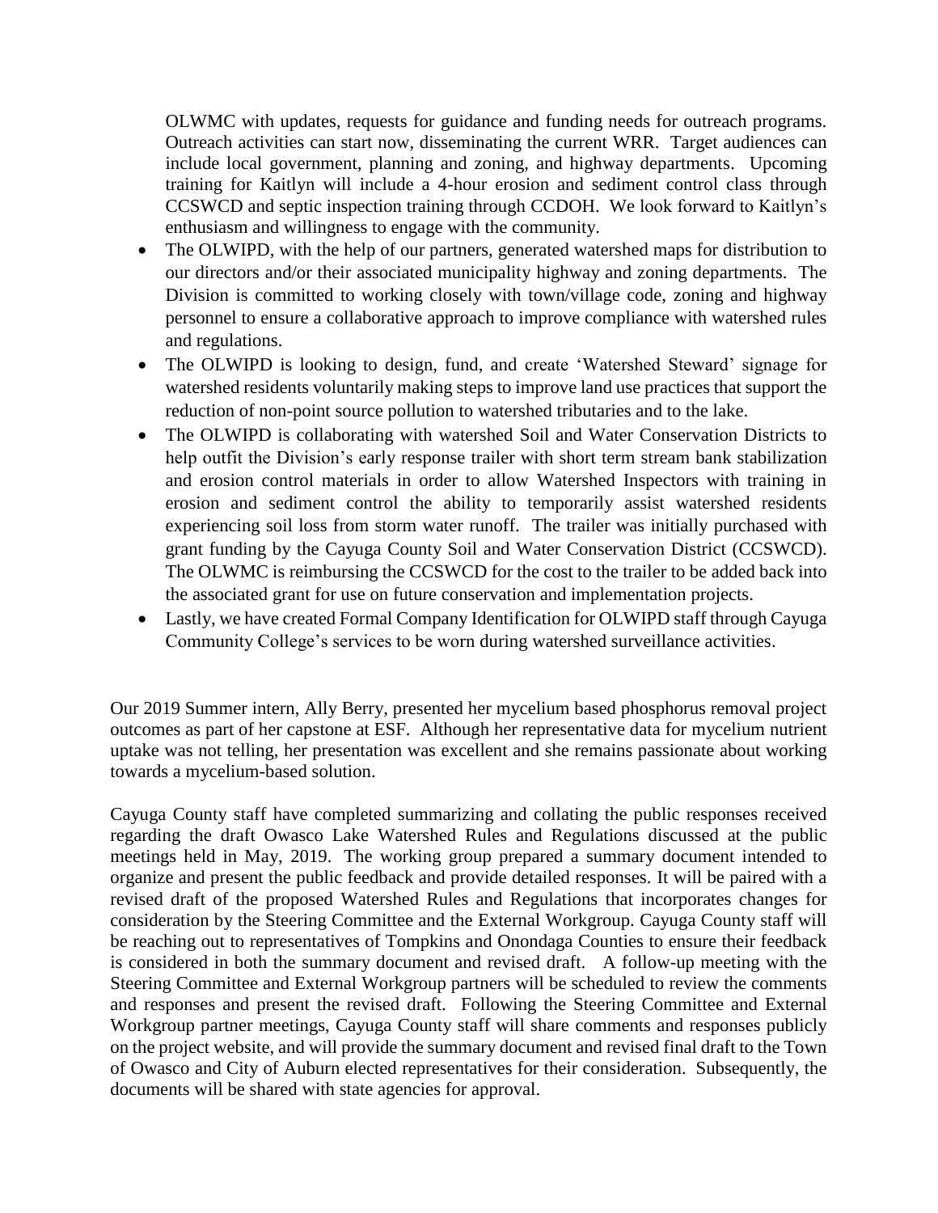OLWMC with updates, requests for guidance and funding needs for outreach programs. Outreach activities can start now, disseminating the current WRR. Target audiences can include local government, planning and zoning, and highway departments. Upcoming training for Kaitlyn will include a 4-hour erosion and sediment control class through CCSWCD and septic inspection training through CCDOH. We look forward to Kaitlyn's enthusiasm and willingness to engage with the community.

- The OLWIPD, with the help of our partners, generated watershed maps for distribution to our directors and/or their associated municipality highway and zoning departments. The Division is committed to working closely with town/village code, zoning and highway personnel to ensure a collaborative approach to improve compliance with watershed rules and regulations.
- The OLWIPD is looking to design, fund, and create 'Watershed Steward' signage for watershed residents voluntarily making steps to improve land use practices that support the reduction of non-point source pollution to watershed tributaries and to the lake.
- The OLWIPD is collaborating with watershed Soil and Water Conservation Districts to help outfit the Division's early response trailer with short term stream bank stabilization and erosion control materials in order to allow Watershed Inspectors with training in erosion and sediment control the ability to temporarily assist watershed residents experiencing soil loss from storm water runoff. The trailer was initially purchased with grant funding by the Cayuga County Soil and Water Conservation District (CCSWCD). The OLWMC is reimbursing the CCSWCD for the cost to the trailer to be added back into the associated grant for use on future conservation and implementation projects.
- Lastly, we have created Formal Company Identification for OLWIPD staff through Cayuga Community College's services to be worn during watershed surveillance activities.

Our 2019 Summer intern, Ally Berry, presented her mycelium based phosphorus removal project outcomes as part of her capstone at ESF. Although her representative data for mycelium nutrient uptake was not telling, her presentation was excellent and she remains passionate about working towards a mycelium-based solution.

Cayuga County staff have completed summarizing and collating the public responses received regarding the draft Owasco Lake Watershed Rules and Regulations discussed at the public meetings held in May, 2019. The working group prepared a summary document intended to organize and present the public feedback and provide detailed responses. It will be paired with a revised draft of the proposed Watershed Rules and Regulations that incorporates changes for consideration by the Steering Committee and the External Workgroup. Cayuga County staff will be reaching out to representatives of Tompkins and Onondaga Counties to ensure their feedback is considered in both the summary document and revised draft. A follow-up meeting with the Steering Committee and External Workgroup partners will be scheduled to review the comments and responses and present the revised draft. Following the Steering Committee and External Workgroup partner meetings, Cayuga County staff will share comments and responses publicly on the project website, and will provide the summary document and revised final draft to the Town of Owasco and City of Auburn elected representatives for their consideration. Subsequently, the documents will be shared with state agencies for approval.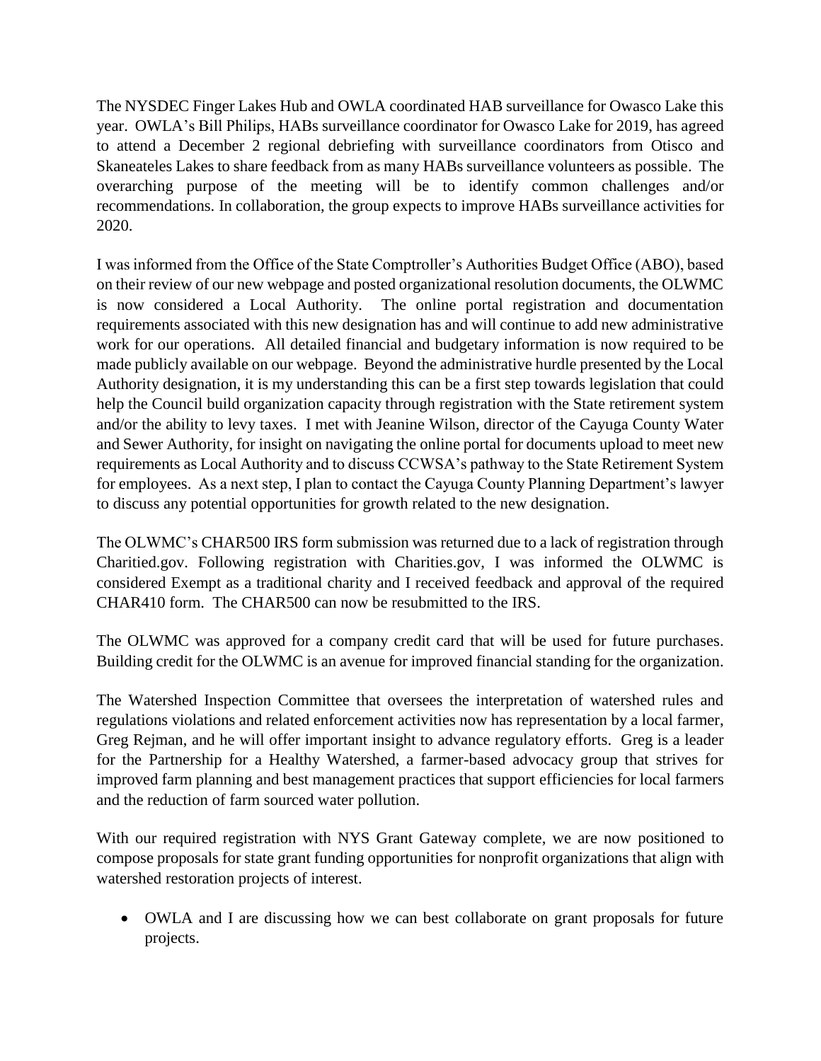The NYSDEC Finger Lakes Hub and OWLA coordinated HAB surveillance for Owasco Lake this year. OWLA's Bill Philips, HABs surveillance coordinator for Owasco Lake for 2019, has agreed to attend a December 2 regional debriefing with surveillance coordinators from Otisco and Skaneateles Lakes to share feedback from as many HABs surveillance volunteers as possible. The overarching purpose of the meeting will be to identify common challenges and/or recommendations. In collaboration, the group expects to improve HABs surveillance activities for 2020.

I was informed from the Office of the State Comptroller's Authorities Budget Office (ABO), based on their review of our new webpage and posted organizational resolution documents, the OLWMC is now considered a Local Authority. The online portal registration and documentation requirements associated with this new designation has and will continue to add new administrative work for our operations. All detailed financial and budgetary information is now required to be made publicly available on our webpage. Beyond the administrative hurdle presented by the Local Authority designation, it is my understanding this can be a first step towards legislation that could help the Council build organization capacity through registration with the State retirement system and/or the ability to levy taxes. I met with Jeanine Wilson, director of the Cayuga County Water and Sewer Authority, for insight on navigating the online portal for documents upload to meet new requirements as Local Authority and to discuss CCWSA's pathway to the State Retirement System for employees. As a next step, I plan to contact the Cayuga County Planning Department's lawyer to discuss any potential opportunities for growth related to the new designation.

The OLWMC's CHAR500 IRS form submission was returned due to a lack of registration through Charitied.gov. Following registration with Charities.gov, I was informed the OLWMC is considered Exempt as a traditional charity and I received feedback and approval of the required CHAR410 form. The CHAR500 can now be resubmitted to the IRS.

The OLWMC was approved for a company credit card that will be used for future purchases. Building credit for the OLWMC is an avenue for improved financial standing for the organization.

The Watershed Inspection Committee that oversees the interpretation of watershed rules and regulations violations and related enforcement activities now has representation by a local farmer, Greg Rejman, and he will offer important insight to advance regulatory efforts. Greg is a leader for the Partnership for a Healthy Watershed, a farmer-based advocacy group that strives for improved farm planning and best management practices that support efficiencies for local farmers and the reduction of farm sourced water pollution.

With our required registration with NYS Grant Gateway complete, we are now positioned to compose proposals for state grant funding opportunities for nonprofit organizations that align with watershed restoration projects of interest.

- OWLA and I are discussing how we can best collaborate on grant proposals for future projects.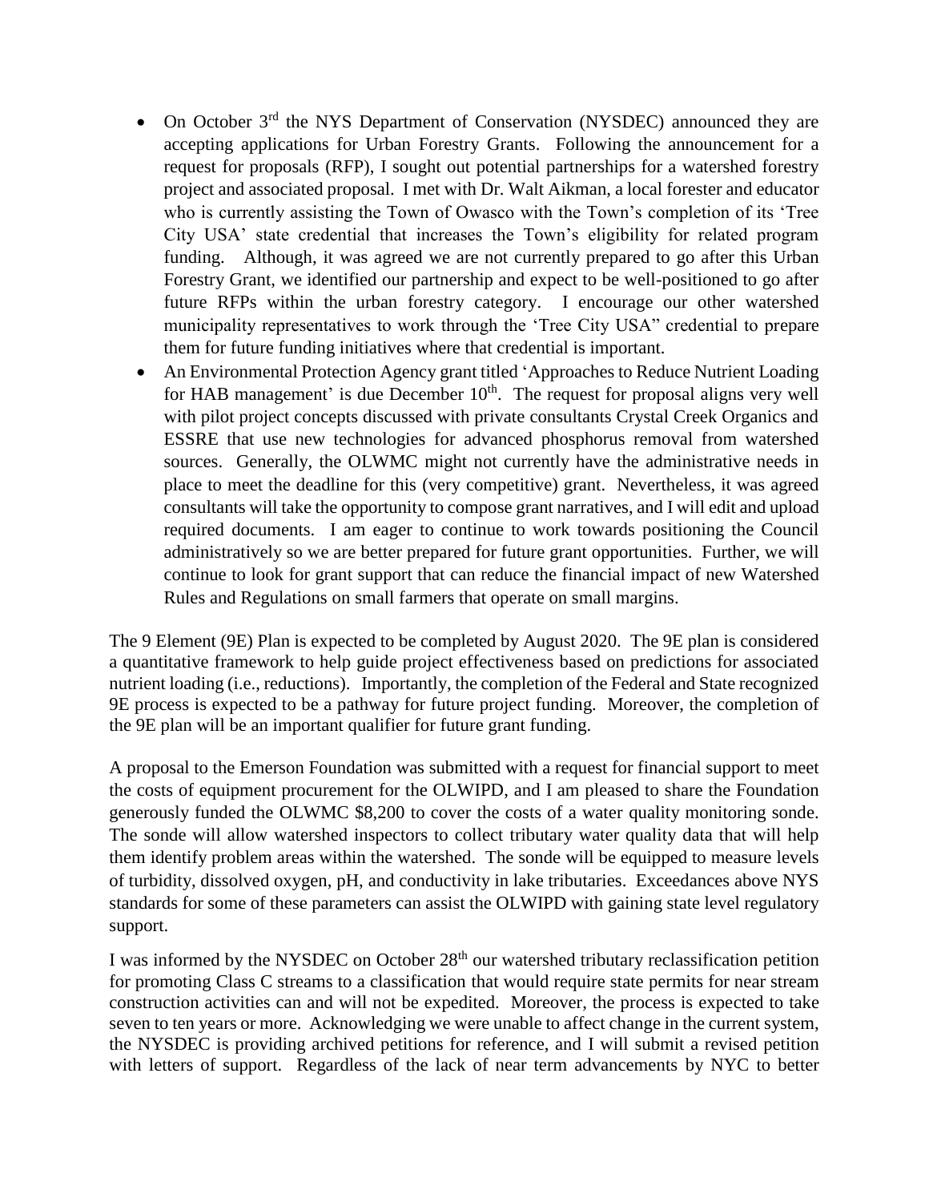- On October 3rd the NYS Department of Conservation (NYSDEC) announced they are accepting applications for Urban Forestry Grants. Following the announcement for a request for proposals (RFP), I sought out potential partnerships for a watershed forestry project and associated proposal. I met with Dr. Walt Aikman, a local forester and educator who is currently assisting the Town of Owasco with the Town's completion of its 'Tree City USA' state credential that increases the Town's eligibility for related program funding. Although, it was agreed we are not currently prepared to go after this Urban Forestry Grant, we identified our partnership and expect to be well-positioned to go after future RFPs within the urban forestry category. I encourage our other watershed municipality representatives to work through the 'Tree City USA" credential to prepare them for future funding initiatives where that credential is important.
- An Environmental Protection Agency grant titled 'Approaches to Reduce Nutrient Loading for HAB management' is due December 10th. The request for proposal aligns very well with pilot project concepts discussed with private consultants Crystal Creek Organics and ESSRE that use new technologies for advanced phosphorus removal from watershed sources. Generally, the OLWMC might not currently have the administrative needs in place to meet the deadline for this (very competitive) grant. Nevertheless, it was agreed consultants will take the opportunity to compose grant narratives, and I will edit and upload required documents. I am eager to continue to work towards positioning the Council administratively so we are better prepared for future grant opportunities. Further, we will continue to look for grant support that can reduce the financial impact of new Watershed Rules and Regulations on small farmers that operate on small margins.

The 9 Element (9E) Plan is expected to be completed by August 2020. The 9E plan is considered a quantitative framework to help guide project effectiveness based on predictions for associated nutrient loading (i.e., reductions). Importantly, the completion of the Federal and State recognized 9E process is expected to be a pathway for future project funding. Moreover, the completion of the 9E plan will be an important qualifier for future grant funding.

A proposal to the Emerson Foundation was submitted with a request for financial support to meet the costs of equipment procurement for the OLWIPD, and I am pleased to share the Foundation generously funded the OLWMC $8,200 to cover the costs of a water quality monitoring sonde. The sonde will allow watershed inspectors to collect tributary water quality data that will help them identify problem areas within the watershed. The sonde will be equipped to measure levels of turbidity, dissolved oxygen, pH, and conductivity in lake tributaries. Exceedances above NYS standards for some of these parameters can assist the OLWIPD with gaining state level regulatory support.

I was informed by the NYSDEC on October 28th our watershed tributary reclassification petition for promoting Class C streams to a classification that would require state permits for near stream construction activities can and will not be expedited. Moreover, the process is expected to take seven to ten years or more. Acknowledging we were unable to affect change in the current system, the NYSDEC is providing archived petitions for reference, and I will submit a revised petition with letters of support. Regardless of the lack of near term advancements by NYC to better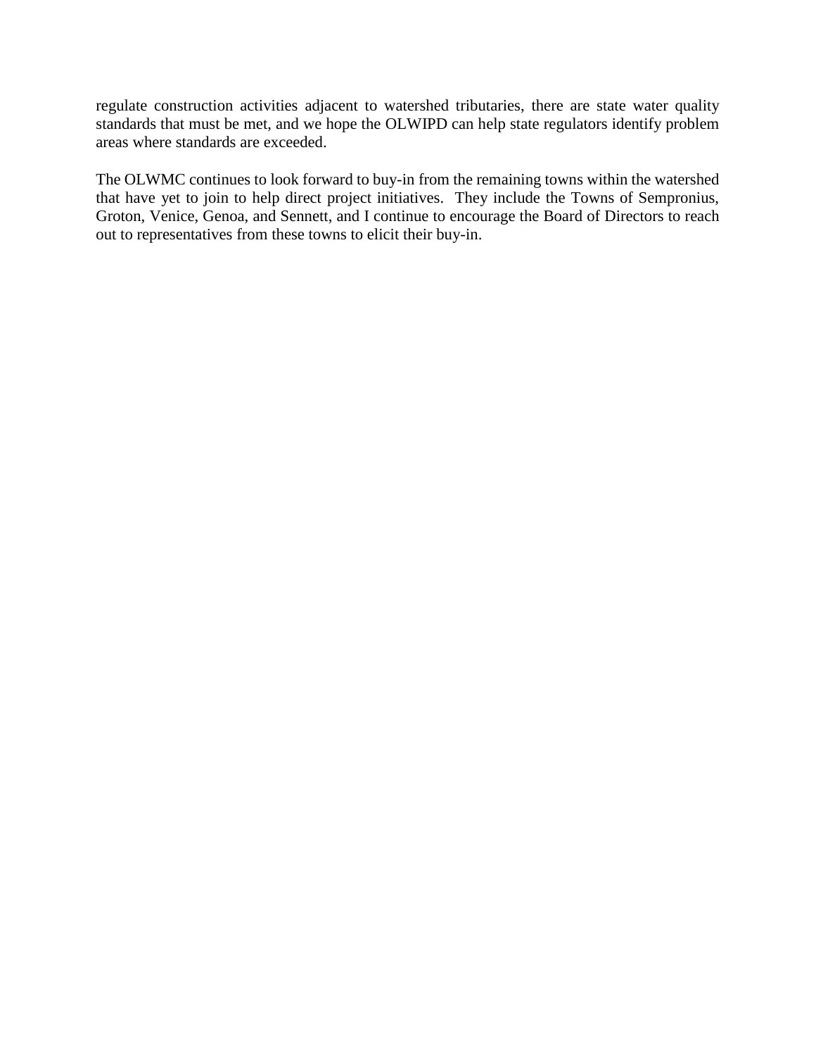regulate construction activities adjacent to watershed tributaries, there are state water quality standards that must be met, and we hope the OLWIPD can help state regulators identify problem areas where standards are exceeded.

The OLWMC continues to look forward to buy-in from the remaining towns within the watershed that have yet to join to help direct project initiatives. They include the Towns of Sempronius, Groton, Venice, Genoa, and Sennett, and I continue to encourage the Board of Directors to reach out to representatives from these towns to elicit their buy-in.